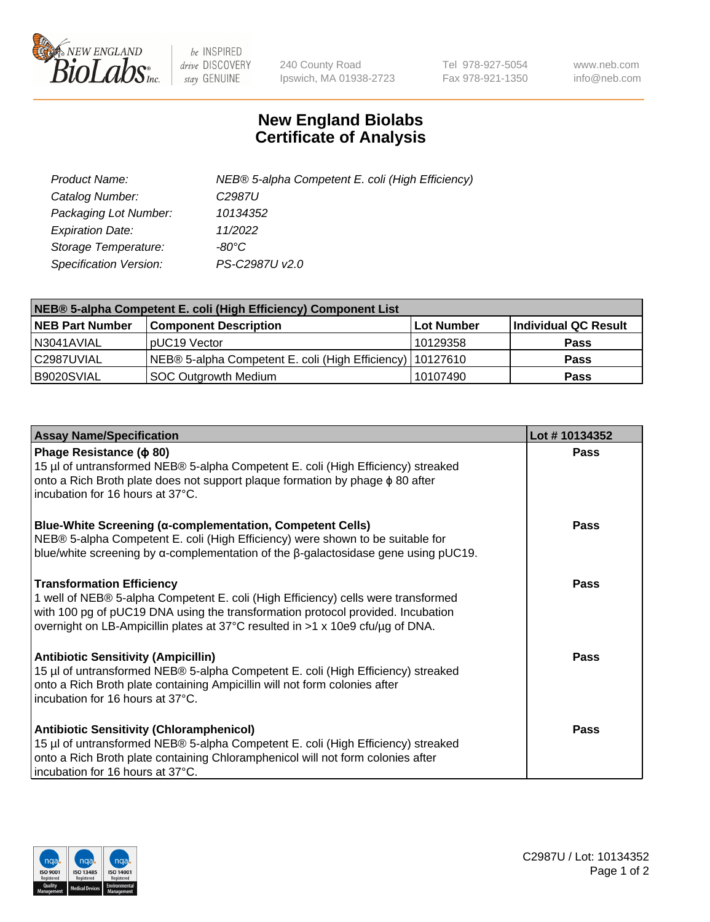# New England Biolabs Certificate of Analysis

| | |
|---|---|
| *Product Name:* | *NEB® 5-alpha Competent E. coli (High Efficiency)* |
| *Catalog Number:* | *C2987U* |
| *Packaging Lot Number:* | *10134352* |
| *Expiration Date:* | *11/2022* |
| *Storage Temperature:* | *-80°C* |
| *Specification Version:* | *PS-C2987U v2.0* |

| NEB® 5-alpha Competent E. coli (High Efficiency) Component List | | | |
|---|---|---|---|
| **NEB Part Number** | **Component Description** | **Lot Number** | **Individual QC Result** |
| N3041AVIAL | pUC19 Vector | 10129358 | **Pass** |
| C2987UVIAL | NEB® 5-alpha Competent E. coli (High Efficiency) | 10127610 | **Pass** |
| B9020SVIAL | SOC Outgrowth Medium | 10107490 | **Pass** |

| Assay Name/Specification | Lot # 10134352 |
|---|---|
| **Phage Resistance (ϕ 80)**<br>15 µl of untransformed NEB® 5-alpha Competent E. coli (High Efficiency) streaked onto a Rich Broth plate does not support plaque formation by phage ϕ 80 after incubation for 16 hours at 37°C. | **Pass** |
| **Blue-White Screening (α-complementation, Competent Cells)**<br>NEB® 5-alpha Competent E. coli (High Efficiency) were shown to be suitable for blue/white screening by α-complementation of the β-galactosidase gene using pUC19. | **Pass** |
| **Transformation Efficiency**<br>1 well of NEB® 5-alpha Competent E. coli (High Efficiency) cells were transformed with 100 pg of pUC19 DNA using the transformation protocol provided. Incubation overnight on LB-Ampicillin plates at 37°C resulted in >1 x 10e9 cfu/µg of DNA. | **Pass** |
| **Antibiotic Sensitivity (Ampicillin)**<br>15 µl of untransformed NEB® 5-alpha Competent E. coli (High Efficiency) streaked onto a Rich Broth plate containing Ampicillin will not form colonies after incubation for 16 hours at 37°C. | **Pass** |
| **Antibiotic Sensitivity (Chloramphenicol)**<br>15 µl of untransformed NEB® 5-alpha Competent E. coli (High Efficiency) streaked onto a Rich Broth plate containing Chloramphenicol will not form colonies after incubation for 16 hours at 37°C. | **Pass** |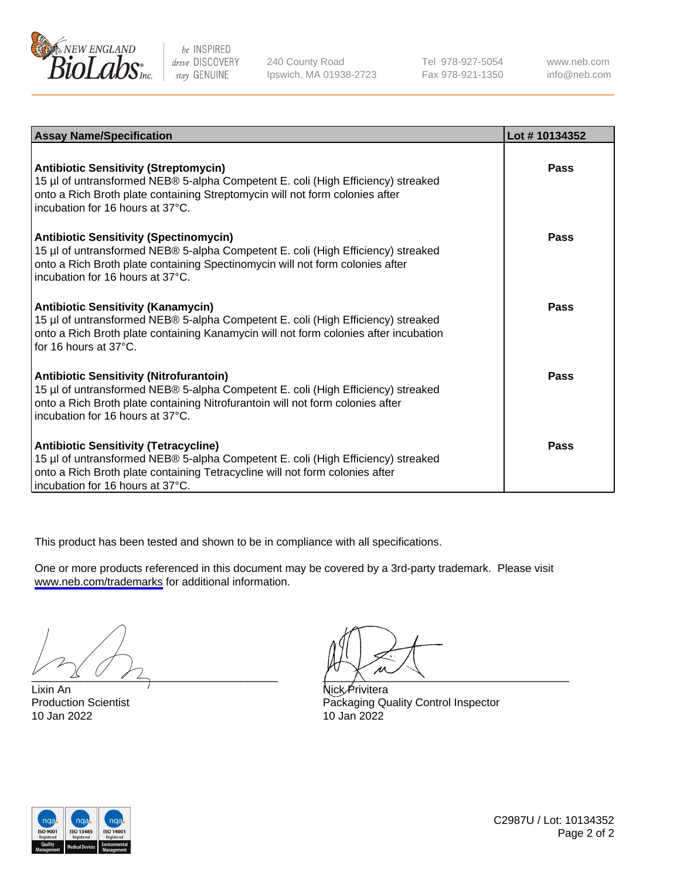| Assay Name/Specification | Lot # 10134352 |
| --- | --- |
| **Antibiotic Sensitivity (Streptomycin)**<br>15 µl of untransformed NEB® 5-alpha Competent E. coli (High Efficiency) streaked onto a Rich Broth plate containing Streptomycin will not form colonies after incubation for 16 hours at 37°C. | **Pass** |
| **Antibiotic Sensitivity (Spectinomycin)**<br>15 µl of untransformed NEB® 5-alpha Competent E. coli (High Efficiency) streaked onto a Rich Broth plate containing Spectinomycin will not form colonies after incubation for 16 hours at 37°C. | **Pass** |
| **Antibiotic Sensitivity (Kanamycin)**<br>15 µl of untransformed NEB® 5-alpha Competent E. coli (High Efficiency) streaked onto a Rich Broth plate containing Kanamycin will not form colonies after incubation for 16 hours at 37°C. | **Pass** |
| **Antibiotic Sensitivity (Nitrofurantoin)**<br>15 µl of untransformed NEB® 5-alpha Competent E. coli (High Efficiency) streaked onto a Rich Broth plate containing Nitrofurantoin will not form colonies after incubation for 16 hours at 37°C. | **Pass** |
| **Antibiotic Sensitivity (Tetracycline)**<br>15 µl of untransformed NEB® 5-alpha Competent E. coli (High Efficiency) streaked onto a Rich Broth plate containing Tetracycline will not form colonies after incubation for 16 hours at 37°C. | **Pass** |

This product has been tested and shown to be in compliance with all specifications.

One or more products referenced in this document may be covered by a 3rd-party trademark. Please visit www.neb.com/trademarks for additional information.

Lixin An
Production Scientist
10 Jan 2022

Nick Privitera
Packaging Quality Control Inspector
10 Jan 2022

C2987U / Lot: 10134352